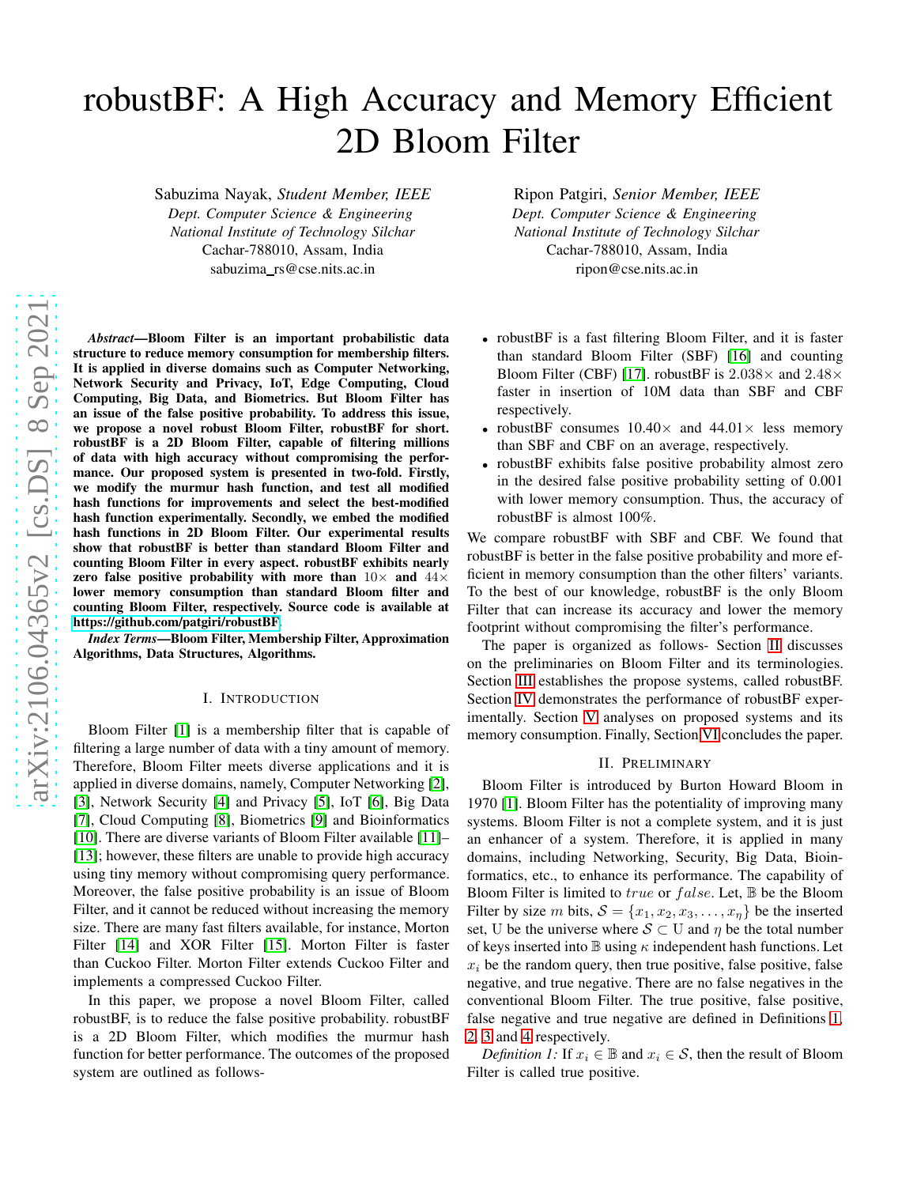# robustBF: A High Accuracy and Memory Efficient 2D Bloom Filter

Sabuzima Nayak, *Student Member, IEEE*
*Dept. Computer Science & Engineering*
*National Institute of Technology Silchar*
Cachar-788010, Assam, India
sabuzima_rs@cse.nits.ac.in

Ripon Patgiri, *Senior Member, IEEE*
*Dept. Computer Science & Engineering*
*National Institute of Technology Silchar*
Cachar-788010, Assam, India
ripon@cse.nits.ac.in

***Abstract*—Bloom Filter is an important probabilistic data structure to reduce memory consumption for membership filters. It is applied in diverse domains such as Computer Networking, Network Security and Privacy, IoT, Edge Computing, Cloud Computing, Big Data, and Biometrics. But Bloom Filter has an issue of the false positive probability. To address this issue, we propose a novel robust Bloom Filter, robustBF for short. robustBF is a 2D Bloom Filter, capable of filtering millions of data with high accuracy without compromising the performance. Our proposed system is presented in two-fold. Firstly, we modify the murmur hash function, and test all modified hash functions for improvements and select the best-modified hash function experimentally. Secondly, we embed the modified hash functions in 2D Bloom Filter. Our experimental results show that robustBF is better than standard Bloom Filter and counting Bloom Filter in every aspect. robustBF exhibits nearly zero false positive probability with more than $10\times$ and $44\times$ lower memory consumption than standard Bloom filter and counting Bloom Filter, respectively. Source code is available at https://github.com/patgiri/robustBF.**

***Index Terms*—Bloom Filter, Membership Filter, Approximation Algorithms, Data Structures, Algorithms.**

## I. Introduction

Bloom Filter [1] is a membership filter that is capable of filtering a large number of data with a tiny amount of memory. Therefore, Bloom Filter meets diverse applications and it is applied in diverse domains, namely, Computer Networking [2], [3], Network Security [4] and Privacy [5], IoT [6], Big Data [7], Cloud Computing [8], Biometrics [9] and Bioinformatics [10]. There are diverse variants of Bloom Filter available [11]–[13]; however, these filters are unable to provide high accuracy using tiny memory without compromising query performance. Moreover, the false positive probability is an issue of Bloom Filter, and it cannot be reduced without increasing the memory size. There are many fast filters available, for instance, Morton Filter [14] and XOR Filter [15]. Morton Filter is faster than Cuckoo Filter. Morton Filter extends Cuckoo Filter and implements a compressed Cuckoo Filter.

In this paper, we propose a novel Bloom Filter, called robustBF, is to reduce the false positive probability. robustBF is a 2D Bloom Filter, which modifies the murmur hash function for better performance. The outcomes of the proposed system are outlined as follows-

- robustBF is a fast filtering Bloom Filter, and it is faster than standard Bloom Filter (SBF) [16] and counting Bloom Filter (CBF) [17]. robustBF is $2.038\times$ and $2.48\times$ faster in insertion of 10M data than SBF and CBF respectively.
- robustBF consumes $10.40\times$ and $44.01\times$ less memory than SBF and CBF on an average, respectively.
- robustBF exhibits false positive probability almost zero in the desired false positive probability setting of 0.001 with lower memory consumption. Thus, the accuracy of robustBF is almost 100%.

We compare robustBF with SBF and CBF. We found that robustBF is better in the false positive probability and more efficient in memory consumption than the other filters' variants. To the best of our knowledge, robustBF is the only Bloom Filter that can increase its accuracy and lower the memory footprint without compromising the filter's performance.

The paper is organized as follows- Section II discusses on the preliminaries on Bloom Filter and its terminologies. Section III establishes the propose systems, called robustBF. Section IV demonstrates the performance of robustBF experimentally. Section V analyses on proposed systems and its memory consumption. Finally, Section VI concludes the paper.

## II. Preliminary

Bloom Filter is introduced by Burton Howard Bloom in 1970 [1]. Bloom Filter has the potentiality of improving many systems. Bloom Filter is not a complete system, and it is just an enhancer of a system. Therefore, it is applied in many domains, including Networking, Security, Big Data, Bioinformatics, etc., to enhance its performance. The capability of Bloom Filter is limited to $true$ or $false$. Let, $\mathbb{B}$ be the Bloom Filter by size $m$ bits, $\mathcal{S} = \{x_1, x_2, x_3, \ldots, x_\eta\}$ be the inserted set, U be the universe where $\mathcal{S} \subset$ U and $\eta$ be the total number of keys inserted into $\mathbb{B}$ using $\kappa$ independent hash functions. Let $x_i$ be the random query, then true positive, false positive, false negative, and true negative. There are no false negatives in the conventional Bloom Filter. The true positive, false positive, false negative and true negative are defined in Definitions 1, 2, 3 and 4 respectively.

*Definition 1:* If $x_i \in \mathbb{B}$ and $x_i \in \mathcal{S}$, then the result of Bloom Filter is called true positive.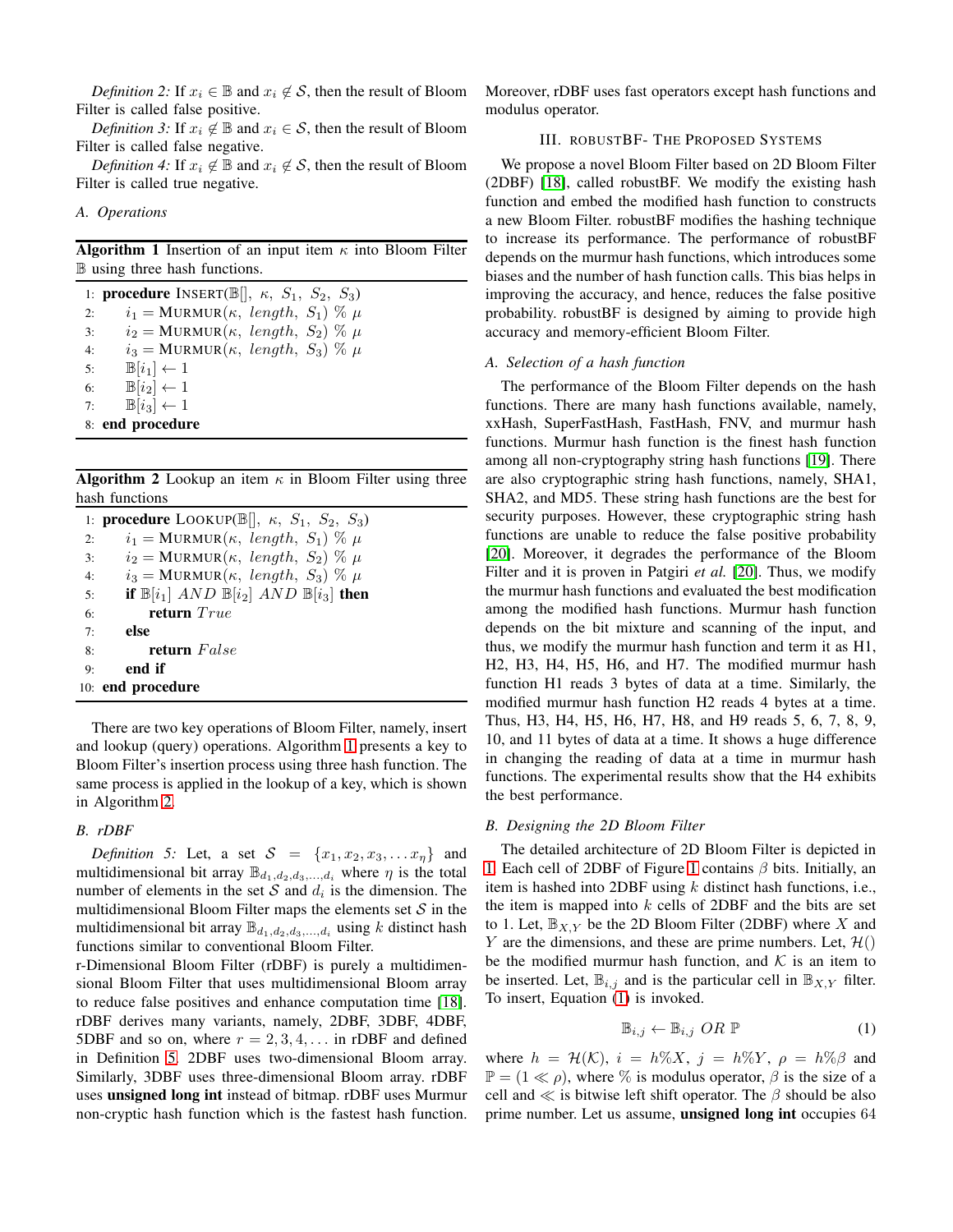*Definition 2:* If $x_i \in \mathbb{B}$ and $x_i \notin \mathcal{S}$, then the result of Bloom Filter is called false positive.

*Definition 3:* If $x_i \notin \mathbb{B}$ and $x_i \in \mathcal{S}$, then the result of Bloom Filter is called false negative.

*Definition 4:* If $x_i \notin \mathbb{B}$ and $x_i \notin \mathcal{S}$, then the result of Bloom Filter is called true negative.

### A. Operations

**Algorithm 1** Insertion of an input item $\kappa$ into Bloom Filter $\mathbb{B}$ using three hash functions.

```
1: procedure INSERT(𝔹[], κ, S1, S2, S3)
2:     i1 = MURMUR(κ, length, S1) % μ
3:     i2 = MURMUR(κ, length, S2) % μ
4:     i3 = MURMUR(κ, length, S3) % μ
5:     𝔹[i1] ← 1
6:     𝔹[i2] ← 1
7:     𝔹[i3] ← 1
8: end procedure
```

**Algorithm 2** Lookup an item $\kappa$ in Bloom Filter using three hash functions

```
1: procedure LOOKUP(𝔹[], κ, S1, S2, S3)
2:     i1 = MURMUR(κ, length, S1) % μ
3:     i2 = MURMUR(κ, length, S2) % μ
4:     i3 = MURMUR(κ, length, S3) % μ
5:     if 𝔹[i1] AND 𝔹[i2] AND 𝔹[i3] then
6:         return True
7:     else
8:         return False
9:     end if
10: end procedure
```

There are two key operations of Bloom Filter, namely, insert and lookup (query) operations. Algorithm 1 presents a key to Bloom Filter's insertion process using three hash functions. The same process is applied in the lookup of a key, which is shown in Algorithm 2.

### B. rDBF

*Definition 5:* Let, a set $\mathcal{S} = \{x_1, x_2, x_3, \dots x_\eta\}$ and multidimensional bit array $\mathbb{B}_{d_1,d_2,d_3,\dots,d_i}$ where $\eta$ is the total number of elements in the set $\mathcal{S}$ and $d_i$ is the dimension. The multidimensional Bloom Filter maps the elements set $\mathcal{S}$ in the multidimensional bit array $\mathbb{B}_{d_1,d_2,d_3,\dots,d_i}$ using $k$ distinct hash functions similar to conventional Bloom Filter.

r-Dimensional Bloom Filter (rDBF) is purely a multidimensional Bloom Filter that uses multidimensional Bloom array to reduce false positives and enhance computation time [18]. rDBF derives many variants, namely, 2DBF, 3DBF, 4DBF, 5DBF and so on, where $r = 2, 3, 4, \dots$ in rDBF and defined in Definition 5. 2DBF uses two-dimensional Bloom array. Similarly, 3DBF uses three-dimensional Bloom array. rDBF uses **unsigned long int** instead of bitmap. rDBF uses Murmur non-cryptic hash function which is the fastest hash function. Moreover, rDBF uses fast operators except hash functions and modulus operator.

## III. robustBF- The Proposed Systems

We propose a novel Bloom Filter based on 2D Bloom Filter (2DBF) [18], called robustBF. We modify the existing hash function and embed the modified hash function to constructs a new Bloom Filter. robustBF modifies the hashing technique to increase its performance. The performance of robustBF depends on the murmur hash functions, which introduces some biases and the number of hash function calls. This bias helps in improving the accuracy, and hence, reduces the false positive probability. robustBF is designed by aiming to provide high accuracy and memory-efficient Bloom Filter.

### A. Selection of a hash function

The performance of the Bloom Filter depends on the hash functions. There are many hash functions available, namely, xxHash, SuperFastHash, FastHash, FNV, and murmur hash functions. Murmur hash function is the finest hash function among all non-cryptography string hash functions [19]. There are also cryptographic string hash functions, namely, SHA1, SHA2, and MD5. These string hash functions are the best for security purposes. However, these cryptographic string hash functions are unable to reduce the false positive probability [20]. Moreover, it degrades the performance of the Bloom Filter and it is proven in Patgiri *et al.* [20]. Thus, we modify the murmur hash functions and evaluated the best modification among the modified hash functions. Murmur hash function depends on the bit mixture and scanning of the input, and thus, we modify the murmur hash function and term it as H1, H2, H3, H4, H5, H6, and H7. The modified murmur hash function H1 reads 3 bytes of data at a time. Similarly, the modified murmur hash function H2 reads 4 bytes at a time. Thus, H3, H4, H5, H6, H7, H8, and H9 reads 5, 6, 7, 8, 9, 10, and 11 bytes of data at a time. It shows a huge difference in changing the reading of data at a time in murmur hash functions. The experimental results show that the H4 exhibits the best performance.

### B. Designing the 2D Bloom Filter

The detailed architecture of 2D Bloom Filter is depicted in 1. Each cell of 2DBF of Figure 1 contains $\beta$ bits. Initially, an item is hashed into 2DBF using $k$ distinct hash functions, i.e., the item is mapped into $k$ cells of 2DBF and the bits are set to 1. Let, $\mathbb{B}_{X,Y}$ be the 2D Bloom Filter (2DBF) where $X$ and $Y$ are the dimensions, and these are prime numbers. Let, $\mathcal{H}()$ be the modified murmur hash function, and $\mathcal{K}$ is an item to be inserted. Let, $\mathbb{B}_{i,j}$ and is the particular cell in $\mathbb{B}_{X,Y}$ filter. To insert, Equation (1) is invoked.

$$\mathbb{B}_{i,j} \leftarrow \mathbb{B}_{i,j} \ OR \ \mathbb{P} \tag{1}$$

where $h = \mathcal{H}(\mathcal{K})$, $i = h\%X$, $j = h\%Y$, $\rho = h\%\beta$ and $\mathbb{P} = (1 \ll \rho)$, where $\%$ is modulus operator, $\beta$ is the size of a cell and $\ll$ is bitwise left shift operator. The $\beta$ should be also prime number. Let us assume, **unsigned long int** occupies 64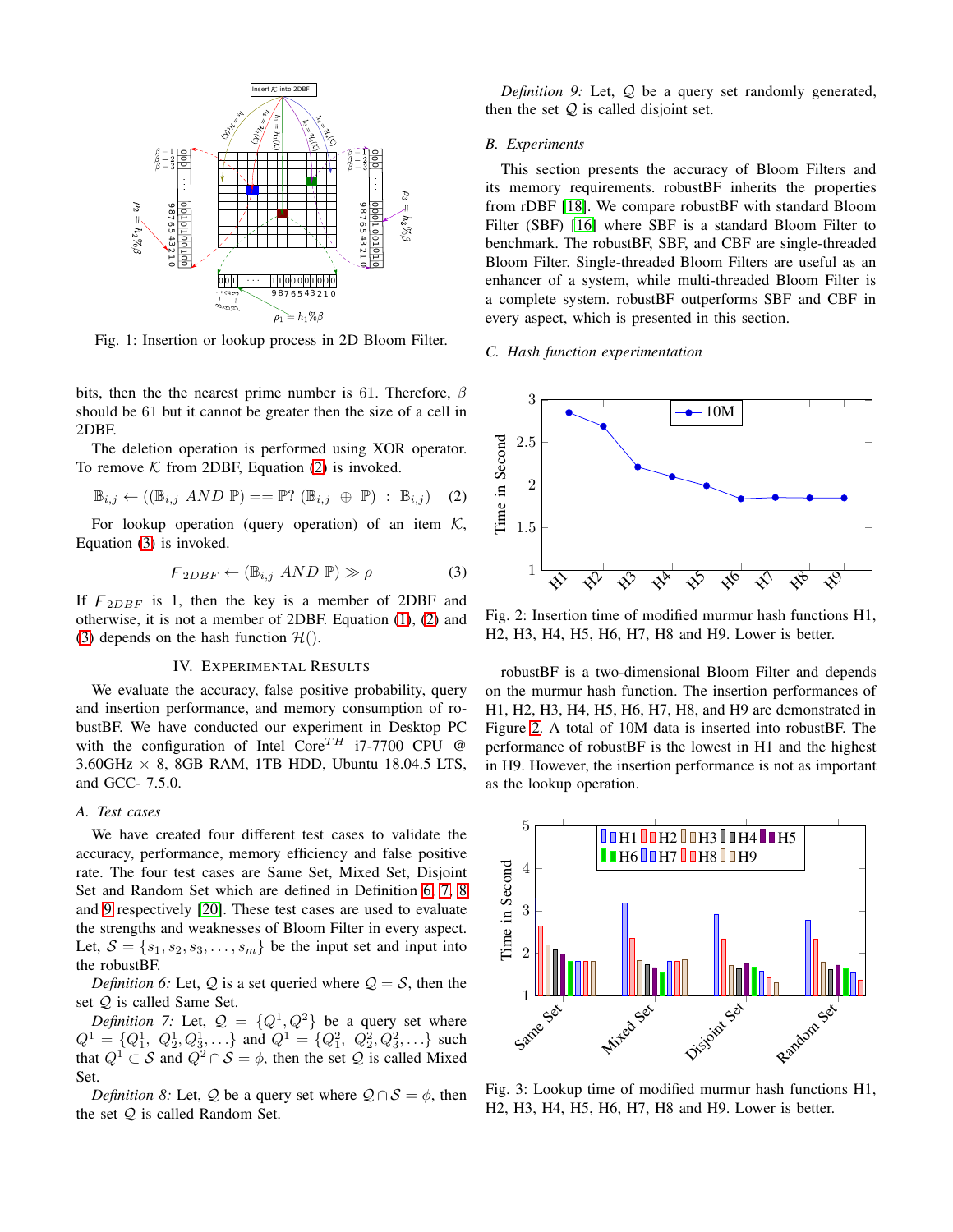Fig. 1: Insertion or lookup process in 2D Bloom Filter.

bits, then the the nearest prime number is 61. Therefore, $\beta$ should be 61 but it cannot be greater then the size of a cell in 2DBF.

The deletion operation is performed using XOR operator. To remove $\mathcal{K}$ from 2DBF, Equation (2) is invoked.

$$\mathbb{B}_{i,j} \leftarrow ((\mathbb{B}_{i,j}\ AND\ \mathbb{P}) == \mathbb{P}?\ (\mathbb{B}_{i,j}\ \oplus\ \mathbb{P})\ :\ \mathbb{B}_{i,j}) \quad (2)$$

For lookup operation (query operation) of an item $\mathcal{K}$, Equation (3) is invoked.

$$\digamma_{2DBF} \leftarrow (\mathbb{B}_{i,j}\ AND\ \mathbb{P}) \gg \rho \quad (3)$$

If $\digamma_{2DBF}$ is 1, then the key is a member of 2DBF and otherwise, it is not a member of 2DBF. Equation (1), (2) and (3) depends on the hash function $\mathcal{H}()$.

## IV. Experimental Results

We evaluate the accuracy, false positive probability, query and insertion performance, and memory consumption of robustBF. We have conducted our experiment in Desktop PC with the configuration of Intel Core$^{TH}$ i7-7700 CPU @ 3.60GHz × 8, 8GB RAM, 1TB HDD, Ubuntu 18.04.5 LTS, and GCC- 7.5.0.

### A. Test cases

We have created four different test cases to validate the accuracy, performance, memory efficiency and false positive rate. The four test cases are Same Set, Mixed Set, Disjoint Set and Random Set which are defined in Definition 6, 7, 8 and 9 respectively [20]. These test cases are used to evaluate the strengths and weaknesses of Bloom Filter in every aspect. Let, $\mathcal{S} = \{s_1, s_2, s_3, \ldots, s_m\}$ be the input set and input into the robustBF.

*Definition 6:* Let, $\mathcal{Q}$ is a set queried where $\mathcal{Q} = \mathcal{S}$, then the set $\mathcal{Q}$ is called Same Set.

*Definition 7:* Let, $\mathcal{Q} = \{Q^1, Q^2\}$ be a query set where $Q^1 = \{Q^1_1, Q^1_2, Q^1_3, \ldots\}$ and $Q^1 = \{Q^2_1, Q^2_2, Q^2_3, \ldots\}$ such that $Q^1 \subset \mathcal{S}$ and $Q^2 \cap \mathcal{S} = \phi$, then the set $\mathcal{Q}$ is called Mixed Set.

*Definition 8:* Let, $\mathcal{Q}$ be a query set where $\mathcal{Q} \cap \mathcal{S} = \phi$, then the set $\mathcal{Q}$ is called Random Set.

*Definition 9:* Let, $\mathcal{Q}$ be a query set randomly generated, then the set $\mathcal{Q}$ is called disjoint set.

### B. Experiments

This section presents the accuracy of Bloom Filters and its memory requirements. robustBF inherits the properties from rDBF [18]. We compare robustBF with standard Bloom Filter (SBF) [16] where SBF is a standard Bloom Filter to benchmark. The robustBF, SBF, and CBF are single-threaded Bloom Filter. Single-threaded Bloom Filters are useful as an enhancer of a system, while multi-threaded Bloom Filter is a complete system. robustBF outperforms SBF and CBF in every aspect, which is presented in this section.

### C. Hash function experimentation

Fig. 2: Insertion time of modified murmur hash functions H1, H2, H3, H4, H5, H6, H7, H8 and H9. Lower is better.

robustBF is a two-dimensional Bloom Filter and depends on the murmur hash function. The insertion performances of H1, H2, H3, H4, H5, H6, H7, H8, and H9 are demonstrated in Figure 2. A total of 10M data is inserted into robustBF. The performance of robustBF is the lowest in H1 and the highest in H9. However, the insertion performance is not as important as the lookup operation.

Fig. 3: Lookup time of modified murmur hash functions H1, H2, H3, H4, H5, H6, H7, H8 and H9. Lower is better.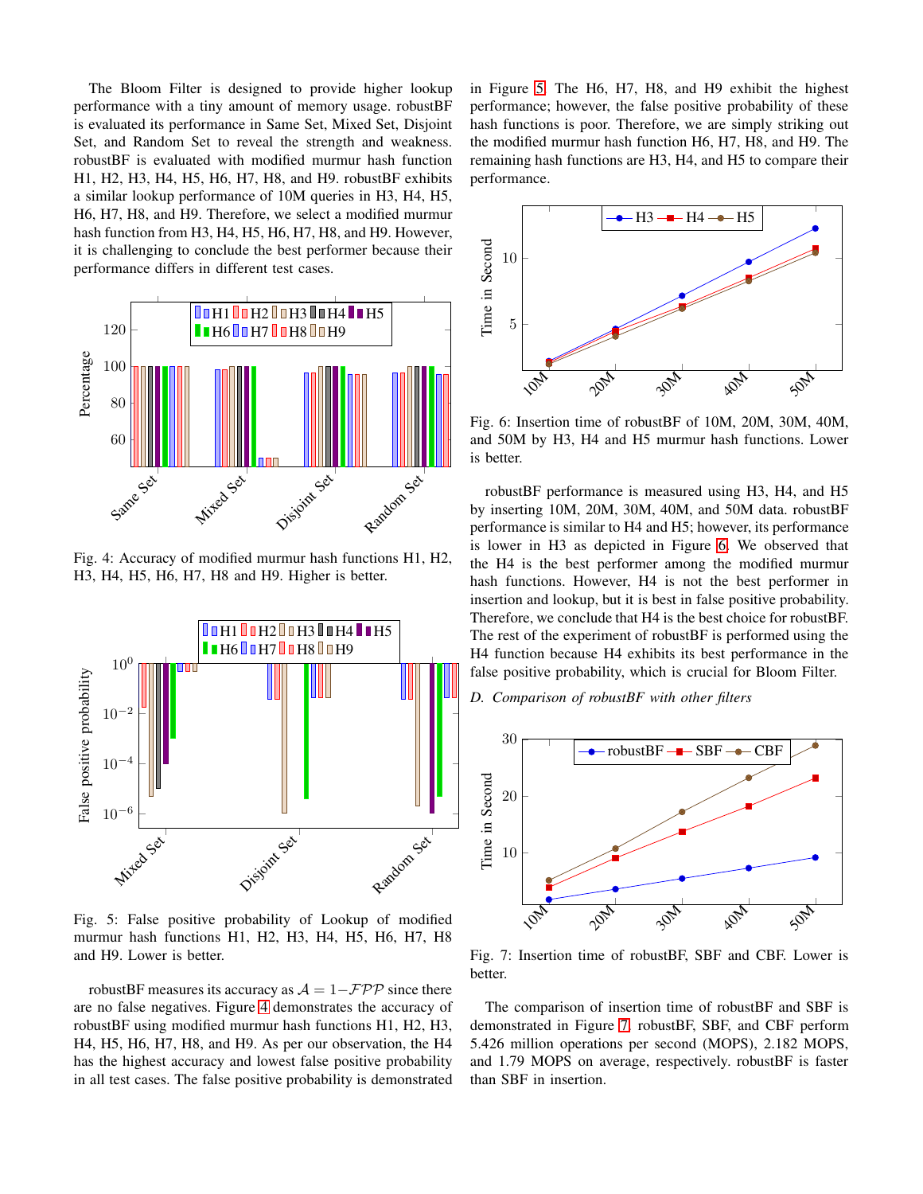The Bloom Filter is designed to provide higher lookup performance with a tiny amount of memory usage. robustBF is evaluated its performance in Same Set, Mixed Set, Disjoint Set, and Random Set to reveal the strength and weakness. robustBF is evaluated with modified murmur hash function H1, H2, H3, H4, H5, H6, H7, H8, and H9. robustBF exhibits a similar lookup performance of 10M queries in H3, H4, H5, H6, H7, H8, and H9. Therefore, we select a modified murmur hash function from H3, H4, H5, H6, H7, H8, and H9. However, it is challenging to conclude the best performer because their performance differs in different test cases.

Fig. 4: Accuracy of modified murmur hash functions H1, H2, H3, H4, H5, H6, H7, H8 and H9. Higher is better.

Fig. 5: False positive probability of Lookup of modified murmur hash functions H1, H2, H3, H4, H5, H6, H7, H8 and H9. Lower is better.

robustBF measures its accuracy as $\mathcal{A} = 1 - \mathcal{FPP}$ since there are no false negatives. Figure 4 demonstrates the accuracy of robustBF using modified murmur hash functions H1, H2, H3, H4, H5, H6, H7, H8, and H9. As per our observation, the H4 has the highest accuracy and lowest false positive probability in all test cases. The false positive probability is demonstrated in Figure 5. The H6, H7, H8, and H9 exhibit the highest performance; however, the false positive probability of these hash functions is poor. Therefore, we are simply striking out the modified murmur hash function H6, H7, H8, and H9. The remaining hash functions are H3, H4, and H5 to compare their performance.

Fig. 6: Insertion time of robustBF of 10M, 20M, 30M, 40M, and 50M by H3, H4 and H5 murmur hash functions. Lower is better.

robustBF performance is measured using H3, H4, and H5 by inserting 10M, 20M, 30M, 40M, and 50M data. robustBF performance is similar to H4 and H5; however, its performance is lower in H3 as depicted in Figure 6. We observed that the H4 is the best performer among the modified murmur hash functions. However, H4 is not the best performer in insertion and lookup, but it is best in false positive probability. Therefore, we conclude that H4 is the best choice for robustBF. The rest of the experiment of robustBF is performed using the H4 function because H4 exhibits its best performance in the false positive probability, which is crucial for Bloom Filter.

### D. Comparison of robustBF with other filters

Fig. 7: Insertion time of robustBF, SBF and CBF. Lower is better.

The comparison of insertion time of robustBF and SBF is demonstrated in Figure 7. robustBF, SBF, and CBF perform 5.426 million operations per second (MOPS), 2.182 MOPS, and 1.79 MOPS on average, respectively. robustBF is faster than SBF in insertion.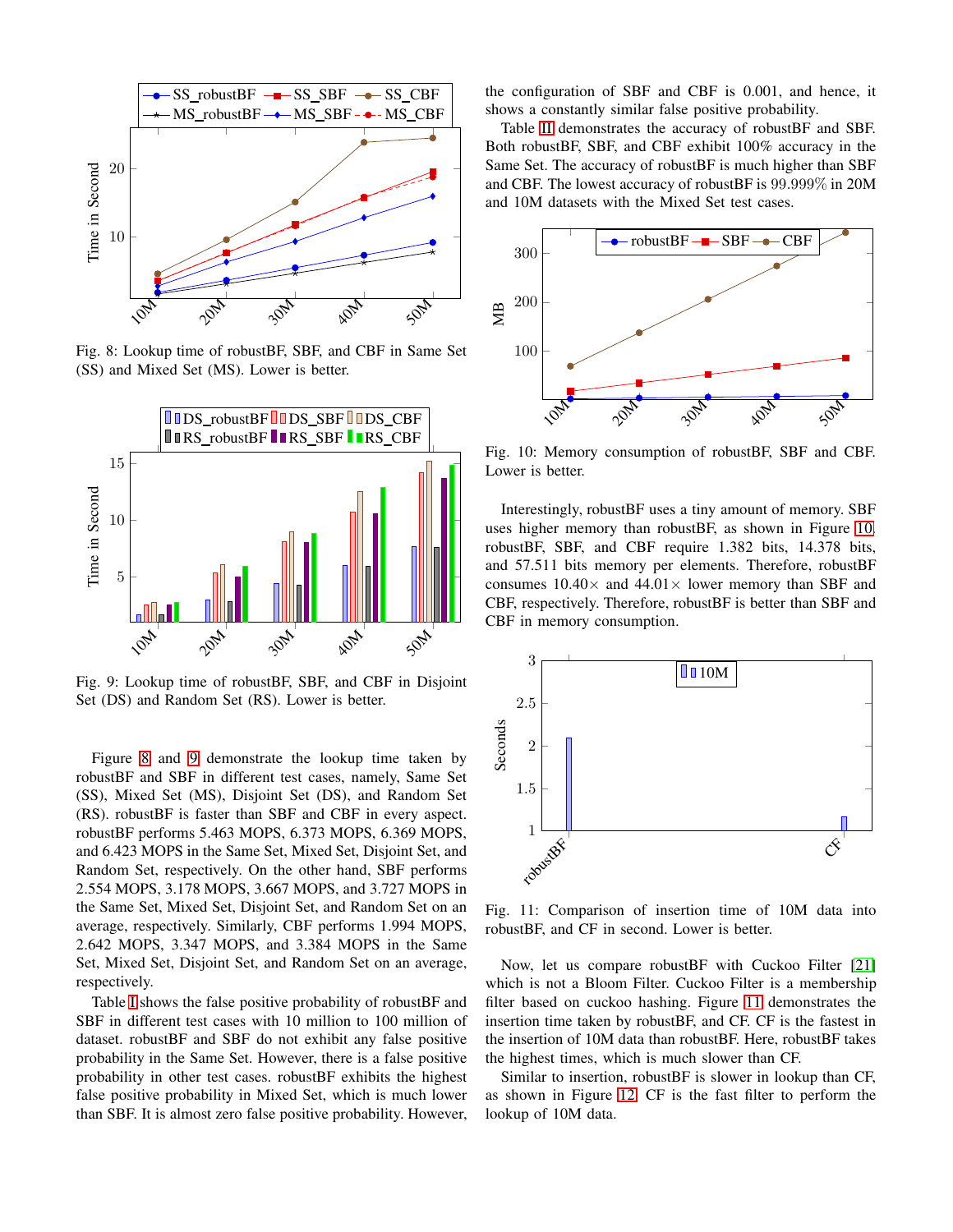Fig. 8: Lookup time of robustBF, SBF, and CBF in Same Set (SS) and Mixed Set (MS). Lower is better.

Fig. 9: Lookup time of robustBF, SBF, and CBF in Disjoint Set (DS) and Random Set (RS). Lower is better.

Figure 8 and 9 demonstrate the lookup time taken by robustBF and SBF in different test cases, namely, Same Set (SS), Mixed Set (MS), Disjoint Set (DS), and Random Set (RS). robustBF is faster than SBF and CBF in every aspect. robustBF performs 5.463 MOPS, 6.373 MOPS, 6.369 MOPS, and 6.423 MOPS in the Same Set, Mixed Set, Disjoint Set, and Random Set, respectively. On the other hand, SBF performs 2.554 MOPS, 3.178 MOPS, 3.667 MOPS, and 3.727 MOPS in the Same Set, Mixed Set, Disjoint Set, and Random Set on an average, respectively. Similarly, CBF performs 1.994 MOPS, 2.642 MOPS, 3.347 MOPS, and 3.384 MOPS in the Same Set, Mixed Set, Disjoint Set, and Random Set on an average, respectively.

Table I shows the false positive probability of robustBF and SBF in different test cases with 10 million to 100 million of dataset. robustBF and SBF do not exhibit any false positive probability in the Same Set. However, there is a false positive probability in other test cases. robustBF exhibits the highest false positive probability in Mixed Set, which is much lower than SBF. It is almost zero false positive probability. However, the configuration of SBF and CBF is 0.001, and hence, it shows a constantly similar false positive probability.

Table II demonstrates the accuracy of robustBF and SBF. Both robustBF, SBF, and CBF exhibit 100% accuracy in the Same Set. The accuracy of robustBF is much higher than SBF and CBF. The lowest accuracy of robustBF is $99.999\%$ in 20M and 10M datasets with the Mixed Set test cases.

Fig. 10: Memory consumption of robustBF, SBF and CBF. Lower is better.

Interestingly, robustBF uses a tiny amount of memory. SBF uses higher memory than robustBF, as shown in Figure 10. robustBF, SBF, and CBF require 1.382 bits, 14.378 bits, and 57.511 bits memory per elements. Therefore, robustBF consumes $10.40\times$ and $44.01\times$ lower memory than SBF and CBF, respectively. Therefore, robustBF is better than SBF and CBF in memory consumption.

Fig. 11: Comparison of insertion time of 10M data into robustBF, and CF in second. Lower is better.

Now, let us compare robustBF with Cuckoo Filter [21] which is not a Bloom Filter. Cuckoo Filter is a membership filter based on cuckoo hashing. Figure 11 demonstrates the insertion time taken by robustBF, and CF. CF is the fastest in the insertion of 10M data than robustBF. Here, robustBF takes the highest times, which is much slower than CF.

Similar to insertion, robustBF is slower in lookup than CF, as shown in Figure 12. CF is the fast filter to perform the lookup of 10M data.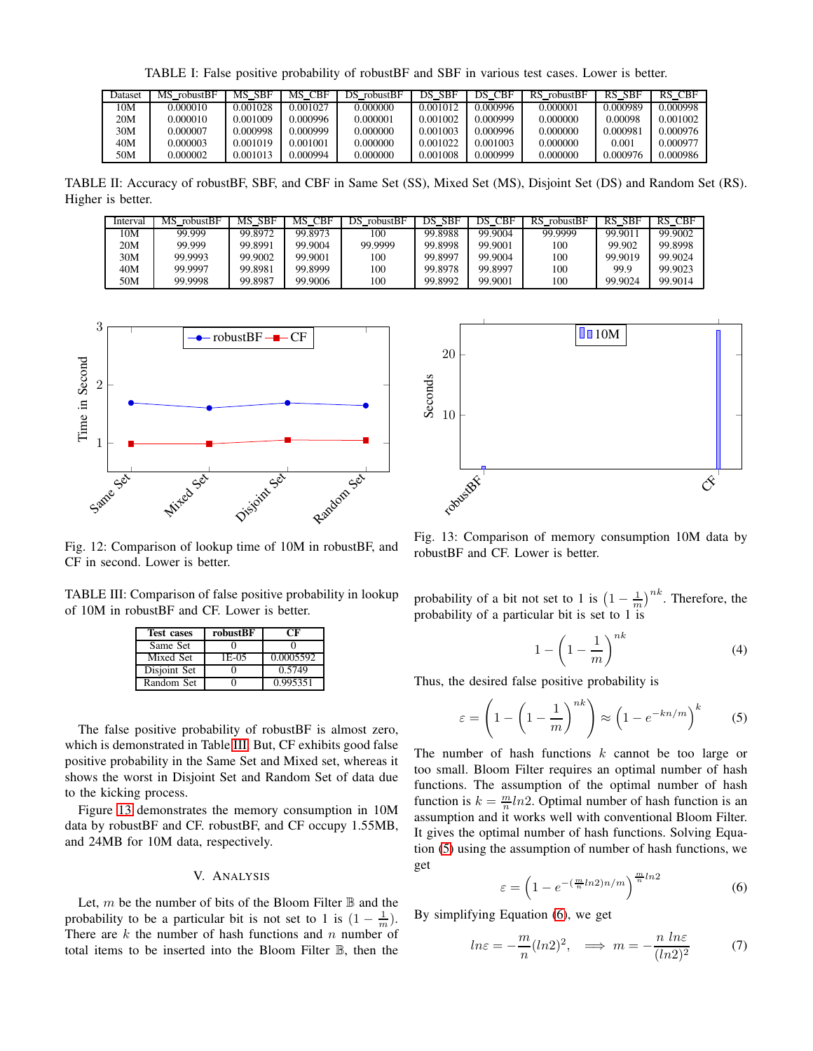TABLE I: False positive probability of robustBF and SBF in various test cases. Lower is better.

| Dataset | MS_robustBF | MS_SBF | MS_CBF | DS_robustBF | DS_SBF | DS_CBF | RS_robustBF | RS_SBF | RS_CBF |
|---|---|---|---|---|---|---|---|---|---|
| 10M | 0.000010 | 0.001028 | 0.001027 | 0.000000 | 0.001012 | 0.000996 | 0.000001 | 0.000989 | 0.000998 |
| 20M | 0.000010 | 0.001009 | 0.000996 | 0.000001 | 0.001002 | 0.000999 | 0.000000 | 0.00098 | 0.001002 |
| 30M | 0.000007 | 0.000998 | 0.000999 | 0.000000 | 0.001003 | 0.000996 | 0.000000 | 0.000981 | 0.000976 |
| 40M | 0.000003 | 0.001019 | 0.001001 | 0.000000 | 0.001022 | 0.001003 | 0.000000 | 0.001 | 0.000977 |
| 50M | 0.000002 | 0.001013 | 0.000994 | 0.000000 | 0.001008 | 0.000999 | 0.000000 | 0.000976 | 0.000986 |

TABLE II: Accuracy of robustBF, SBF, and CBF in Same Set (SS), Mixed Set (MS), Disjoint Set (DS) and Random Set (RS). Higher is better.

| Interval | MS_robustBF | MS_SBF | MS_CBF | DS_robustBF | DS_SBF | DS_CBF | RS_robustBF | RS_SBF | RS_CBF |
|---|---|---|---|---|---|---|---|---|---|
| 10M | 99.999 | 99.8972 | 99.8973 | 100 | 99.8988 | 99.9004 | 99.9999 | 99.9011 | 99.9002 |
| 20M | 99.999 | 99.8991 | 99.9004 | 99.9999 | 99.8998 | 99.9001 | 100 | 99.902 | 99.8998 |
| 30M | 99.9993 | 99.9002 | 99.9001 | 100 | 99.8997 | 99.9004 | 100 | 99.9019 | 99.9024 |
| 40M | 99.9997 | 99.8981 | 99.8999 | 100 | 99.8978 | 99.8997 | 100 | 99.9 | 99.9023 |
| 50M | 99.9998 | 99.8987 | 99.9006 | 100 | 99.8992 | 99.9001 | 100 | 99.9024 | 99.9014 |

Fig. 12: Comparison of lookup time of 10M in robustBF, and CF in second. Lower is better.

Fig. 13: Comparison of memory consumption 10M data by robustBF and CF. Lower is better.

TABLE III: Comparison of false positive probability in lookup of 10M in robustBF and CF. Lower is better.

| Test cases | robustBF | CF |
|---|---|---|
| Same Set | 0 | 0 |
| Mixed Set | 1E-05 | 0.0005592 |
| Disjoint Set | 0 | 0.5749 |
| Random Set | 0 | 0.995351 |

The false positive probability of robustBF is almost zero, which is demonstrated in Table III. But, CF exhibits good false positive probability in the Same Set and Mixed set, whereas it shows the worst in Disjoint Set and Random Set of data due to the kicking process.

Figure 13 demonstrates the memory consumption in 10M data by robustBF and CF. robustBF, and CF occupy 1.55MB, and 24MB for 10M data, respectively.

## V. Analysis

Let, $m$ be the number of bits of the Bloom Filter $\mathbb{B}$ and the probability to be a particular bit is not set to 1 is $(1 - \frac{1}{m})$. There are $k$ the number of hash functions and $n$ number of total items to be inserted into the Bloom Filter $\mathbb{B}$, then the probability of a bit not set to 1 is $\left(1 - \frac{1}{m}\right)^{nk}$. Therefore, the probability of a particular bit is set to 1 is

$$1 - \left(1 - \frac{1}{m}\right)^{nk} \tag{4}$$

Thus, the desired false positive probability is

$$\varepsilon = \left(1 - \left(1 - \frac{1}{m}\right)^{nk}\right) \approx \left(1 - e^{-kn/m}\right)^{k} \tag{5}$$

The number of hash functions $k$ cannot be too large or too small. Bloom Filter requires an optimal number of hash functions. The assumption of the optimal number of hash function is $k = \frac{m}{n} ln2$. Optimal number of hash function is an assumption and it works well with conventional Bloom Filter. It gives the optimal number of hash functions. Solving Equation (5) using the assumption of number of hash functions, we get

$$\varepsilon = \left(1 - e^{-(\frac{m}{n} ln2)n/m}\right)^{\frac{m}{n} ln2} \tag{6}$$

By simplifying Equation (6), we get

$$ln\varepsilon = -\frac{m}{n}(ln2)^2, \quad \Longrightarrow m = -\frac{n\ ln\varepsilon}{(ln2)^2} \tag{7}$$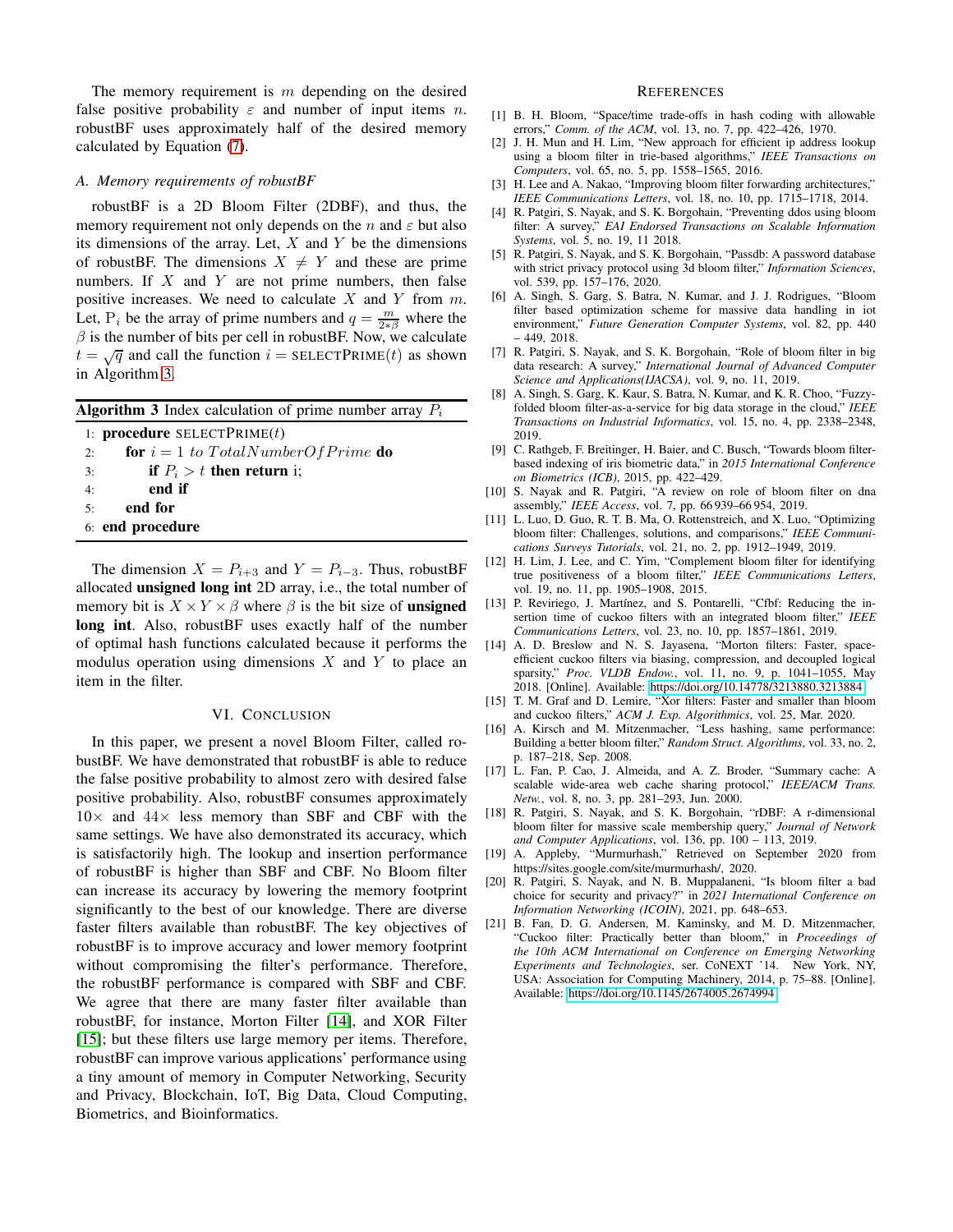The memory requirement is $m$ depending on the desired false positive probability $\varepsilon$ and number of input items $n$. robustBF uses approximately half of the desired memory calculated by Equation (7).

### A. Memory requirements of robustBF

robustBF is a 2D Bloom Filter (2DBF), and thus, the memory requirement not only depends on the $n$ and $\varepsilon$ but also its dimensions of the array. Let, $X$ and $Y$ be the dimensions of robustBF. The dimensions $X \neq Y$ and these are prime numbers. If $X$ and $Y$ are not prime numbers, then false positive increases. We need to calculate $X$ and $Y$ from $m$. Let, $\mathrm{P}_i$ be the array of prime numbers and $q = \frac{m}{2*\beta}$ where the $\beta$ is the number of bits per cell in robustBF. Now, we calculate $t = \sqrt{q}$ and call the function $i = \textsc{SelectPrime}(t)$ as shown in Algorithm 3.

**Algorithm 3** Index calculation of prime number array $P_i$

```
1: procedure SELECTPRIME(t)
2:     for i = 1 to TotalNumberOfPrime do
3:         if P_i > t then return i;
4:         end if
5:     end for
6: end procedure
```

The dimension $X = P_{i+3}$ and $Y = P_{i-3}$. Thus, robustBF allocated **unsigned long int** 2D array, i.e., the total number of memory bit is $X \times Y \times \beta$ where $\beta$ is the bit size of **unsigned long int**. Also, robustBF uses exactly half of the number of optimal hash functions calculated because it performs the modulus operation using dimensions $X$ and $Y$ to place an item in the filter.

## VI. Conclusion

In this paper, we present a novel Bloom Filter, called robustBF. We have demonstrated that robustBF is able to reduce the false positive probability to almost zero with desired false positive probability. Also, robustBF consumes approximately $10\times$ and $44\times$ less memory than SBF and CBF with the same settings. We have also demonstrated its accuracy, which is satisfactorily high. The lookup and insertion performance of robustBF is higher than SBF and CBF. No Bloom filter can increase its accuracy by lowering the memory footprint significantly to the best of our knowledge. There are diverse faster filters available than robustBF. The key objectives of robustBF is to improve accuracy and lower memory footprint without compromising the filter's performance. Therefore, the robustBF performance is compared with SBF and CBF. We agree that there are many faster filter available than robustBF, for instance, Morton Filter [14], and XOR Filter [15]; but these filters use large memory per items. Therefore, robustBF can improve various applications' performance using a tiny amount of memory in Computer Networking, Security and Privacy, Blockchain, IoT, Big Data, Cloud Computing, Biometrics, and Bioinformatics.

## References

[1] B. H. Bloom, "Space/time trade-offs in hash coding with allowable errors," *Comm. of the ACM*, vol. 13, no. 7, pp. 422–426, 1970.

[2] J. H. Mun and H. Lim, "New approach for efficient ip address lookup using a bloom filter in trie-based algorithms," *IEEE Transactions on Computers*, vol. 65, no. 5, pp. 1558–1565, 2016.

[3] H. Lee and A. Nakao, "Improving bloom filter forwarding architectures," *IEEE Communications Letters*, vol. 18, no. 10, pp. 1715–1718, 2014.

[4] R. Patgiri, S. Nayak, and S. K. Borgohain, "Preventing ddos using bloom filter: A survey," *EAI Endorsed Transactions on Scalable Information Systems*, vol. 5, no. 19, 11 2018.

[5] R. Patgiri, S. Nayak, and S. K. Borgohain, "Passdb: A password database with strict privacy protocol using 3d bloom filter," *Information Sciences*, vol. 539, pp. 157–176, 2020.

[6] A. Singh, S. Garg, S. Batra, N. Kumar, and J. J. Rodrigues, "Bloom filter based optimization scheme for massive data handling in iot environment," *Future Generation Computer Systems*, vol. 82, pp. 440 – 449, 2018.

[7] R. Patgiri, S. Nayak, and S. K. Borgohain, "Role of bloom filter in big data research: A survey," *International Journal of Advanced Computer Science and Applications(IJACSA)*, vol. 9, no. 11, 2019.

[8] A. Singh, S. Garg, K. Kaur, S. Batra, N. Kumar, and K. R. Choo, "Fuzzy-folded bloom filter-as-a-service for big data storage in the cloud," *IEEE Transactions on Industrial Informatics*, vol. 15, no. 4, pp. 2338–2348, 2019.

[9] C. Rathgeb, F. Breitinger, H. Baier, and C. Busch, "Towards bloom filter-based indexing of iris biometric data," in *2015 International Conference on Biometrics (ICB)*, 2015, pp. 422–429.

[10] S. Nayak and R. Patgiri, "A review on role of bloom filter on dna assembly," *IEEE Access*, vol. 7, pp. 66 939–66 954, 2019.

[11] L. Luo, D. Guo, R. T. B. Ma, O. Rottenstreich, and X. Luo, "Optimizing bloom filter: Challenges, solutions, and comparisons," *IEEE Communications Surveys Tutorials*, vol. 21, no. 2, pp. 1912–1949, 2019.

[12] H. Lim, J. Lee, and C. Yim, "Complement bloom filter for identifying true positiveness of a bloom filter," *IEEE Communications Letters*, vol. 19, no. 11, pp. 1905–1908, 2015.

[13] P. Reviriego, J. Martínez, and S. Pontarelli, "Cfbf: Reducing the insertion time of cuckoo filters with an integrated bloom filter," *IEEE Communications Letters*, vol. 23, no. 10, pp. 1857–1861, 2019.

[14] A. D. Breslow and N. S. Jayasena, "Morton filters: Faster, space-efficient cuckoo filters via biasing, compression, and decoupled logical sparsity," *Proc. VLDB Endow.*, vol. 11, no. 9, p. 1041–1055, May 2018. [Online]. Available: https://doi.org/10.14778/3213880.3213884

[15] T. M. Graf and D. Lemire, "Xor filters: Faster and smaller than bloom and cuckoo filters," *ACM J. Exp. Algorithmics*, vol. 25, Mar. 2020.

[16] A. Kirsch and M. Mitzenmacher, "Less hashing, same performance: Building a better bloom filter," *Random Struct. Algorithms*, vol. 33, no. 2, p. 187–218, Sep. 2008.

[17] L. Fan, P. Cao, J. Almeida, and A. Z. Broder, "Summary cache: A scalable wide-area web cache sharing protocol," *IEEE/ACM Trans. Netw.*, vol. 8, no. 3, pp. 281–293, Jun. 2000.

[18] R. Patgiri, S. Nayak, and S. K. Borgohain, "rDBF: A r-dimensional bloom filter for massive scale membership query," *Journal of Network and Computer Applications*, vol. 136, pp. 100 – 113, 2019.

[19] A. Appleby, "Murmurhash," Retrieved on September 2020 from https://sites.google.com/site/murmurhash/, 2020.

[20] R. Patgiri, S. Nayak, and N. B. Muppalaneni, "Is bloom filter a bad choice for security and privacy?" in *2021 International Conference on Information Networking (ICOIN)*, 2021, pp. 648–653.

[21] B. Fan, D. G. Andersen, M. Kaminsky, and M. D. Mitzenmacher, "Cuckoo filter: Practically better than bloom," in *Proceedings of the 10th ACM International on Conference on Emerging Networking Experiments and Technologies*, ser. CoNEXT '14. New York, NY, USA: Association for Computing Machinery, 2014, p. 75–88. [Online]. Available: https://doi.org/10.1145/2674005.2674994